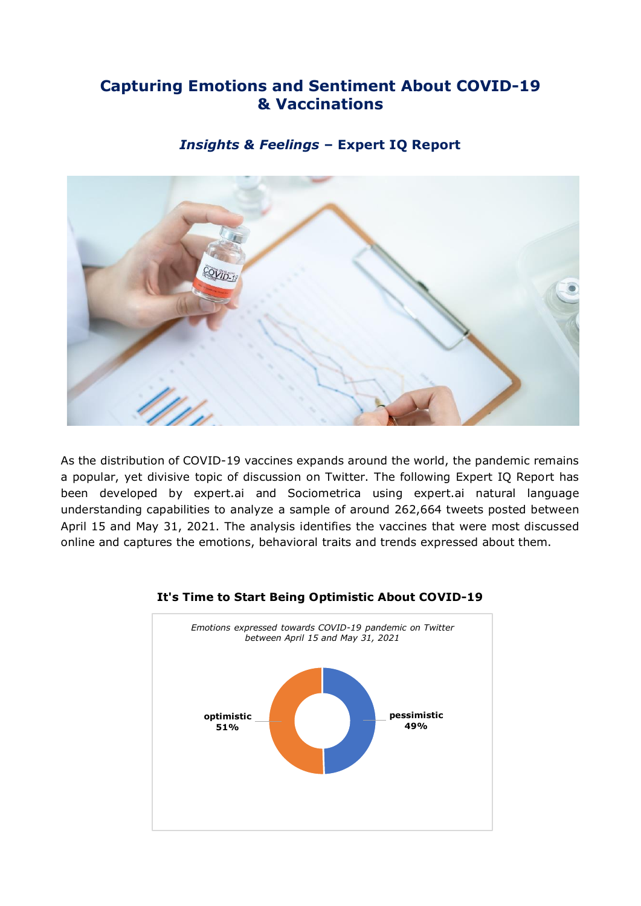# Capturing Emotions and Sentiment About COVID-19 & Vaccinations

### *Insights & Feelings* – Expert IQ Report

As the distribution of COVID-19 vaccines expands around the world, the pandemic remains a popular, yet divisive topic of discussion on Twitter. The following Expert IQ Report has been developed by expert.ai and Sociometrica using expert.ai natural language understanding capabilities to analyze a sample of around 262,664 tweets posted between April 15 and May 31, 2021. The analysis identifies the vaccines that were most discussed online and captures the emotions, behavioral traits and trends expressed about them.

**It's Time to Start Being Optimistic About COVID-19**

*Emotions expressed towards COVID-19 pandemic on Twitter between April 15 and May 31, 2021*

| Emotion | Share |
|---|---|
| optimistic | 51% |
| pessimistic | 49% |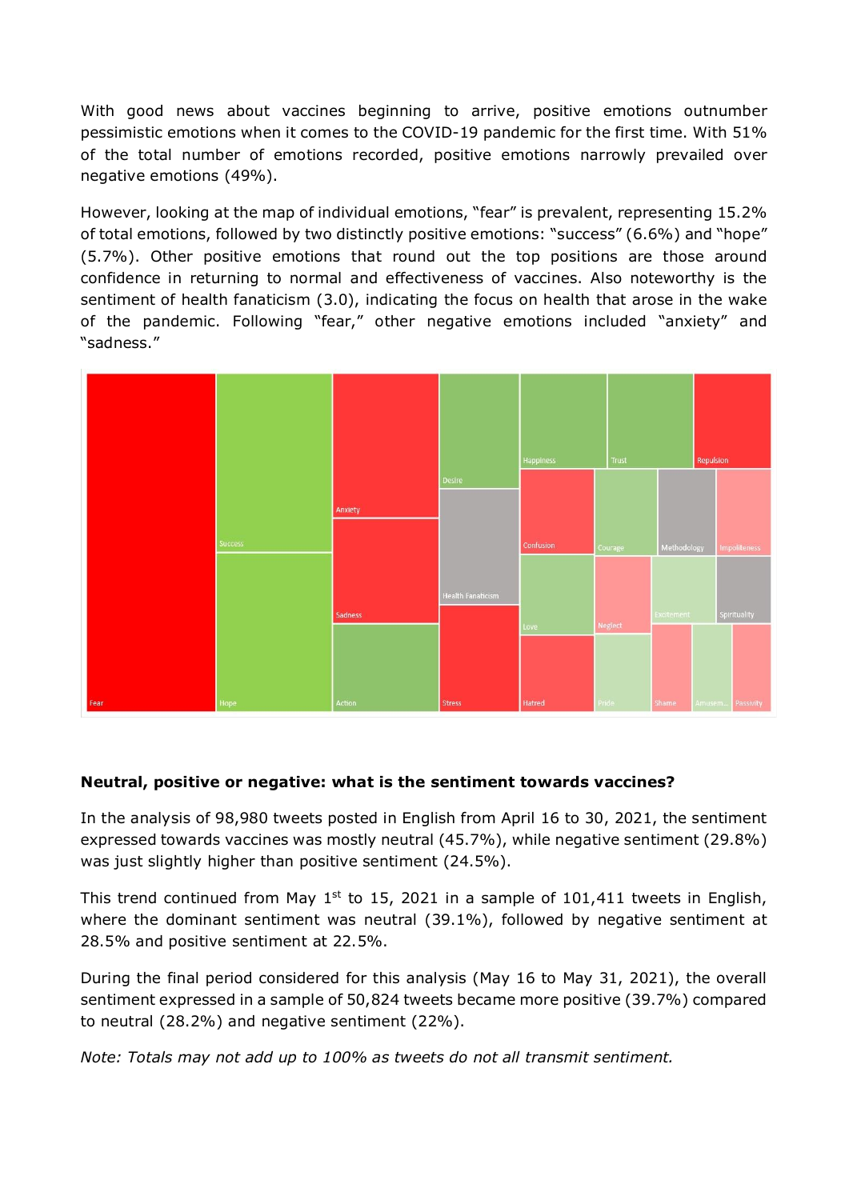With good news about vaccines beginning to arrive, positive emotions outnumber pessimistic emotions when it comes to the COVID-19 pandemic for the first time. With 51% of the total number of emotions recorded, positive emotions narrowly prevailed over negative emotions (49%).

However, looking at the map of individual emotions, "fear" is prevalent, representing 15.2% of total emotions, followed by two distinctly positive emotions: "success" (6.6%) and "hope" (5.7%). Other positive emotions that round out the top positions are those around confidence in returning to normal and effectiveness of vaccines. Also noteworthy is the sentiment of health fanaticism (3.0), indicating the focus on health that arose in the wake of the pandemic. Following "fear," other negative emotions included "anxiety" and "sadness."

**Neutral, positive or negative: what is the sentiment towards vaccines?**

In the analysis of 98,980 tweets posted in English from April 16 to 30, 2021, the sentiment expressed towards vaccines was mostly neutral (45.7%), while negative sentiment (29.8%) was just slightly higher than positive sentiment (24.5%).

This trend continued from May 1st to 15, 2021 in a sample of 101,411 tweets in English, where the dominant sentiment was neutral (39.1%), followed by negative sentiment at 28.5% and positive sentiment at 22.5%.

During the final period considered for this analysis (May 16 to May 31, 2021), the overall sentiment expressed in a sample of 50,824 tweets became more positive (39.7%) compared to neutral (28.2%) and negative sentiment (22%).

*Note: Totals may not add up to 100% as tweets do not all transmit sentiment.*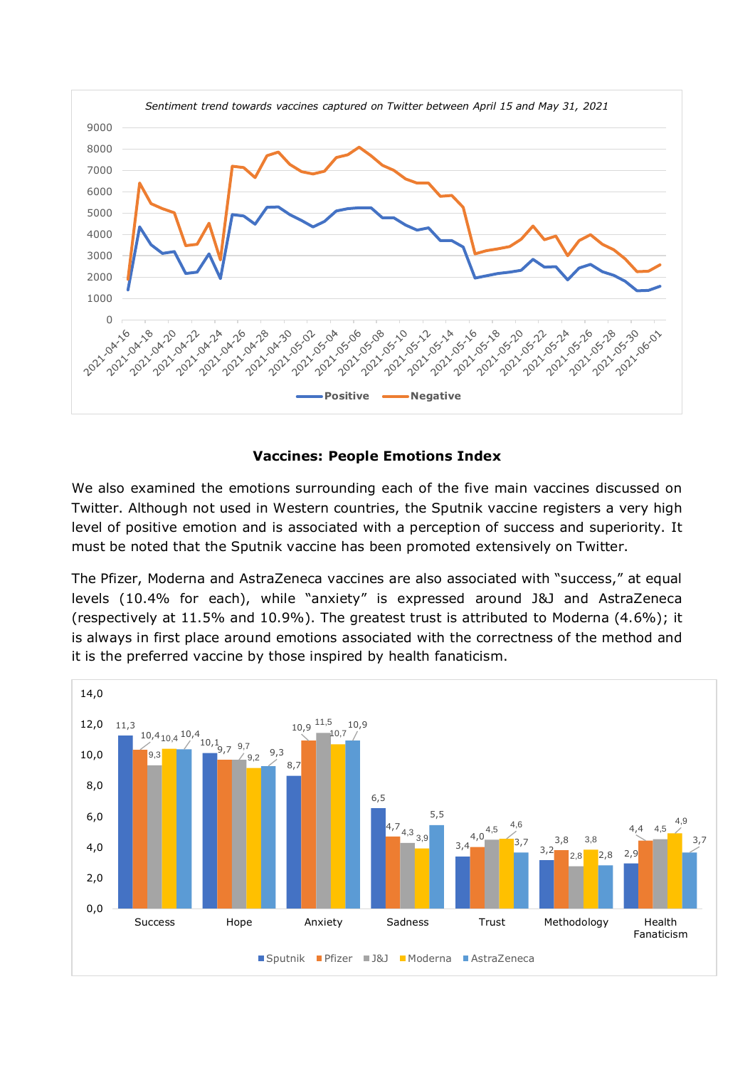*Sentiment trend towards vaccines captured on Twitter between April 15 and May 31, 2021*

**Vaccines: People Emotions Index**

We also examined the emotions surrounding each of the five main vaccines discussed on Twitter. Although not used in Western countries, the Sputnik vaccine registers a very high level of positive emotion and is associated with a perception of success and superiority. It must be noted that the Sputnik vaccine has been promoted extensively on Twitter.

The Pfizer, Moderna and AstraZeneca vaccines are also associated with "success," at equal levels (10.4% for each), while "anxiety" is expressed around J&J and AstraZeneca (respectively at 11.5% and 10.9%). The greatest trust is attributed to Moderna (4.6%); it is always in first place around emotions associated with the correctness of the method and it is the preferred vaccine by those inspired by health fanaticism.

| | Sputnik | Pfizer | J&J | Moderna | AstraZeneca |
|---|---|---|---|---|---|
| Success | 11,3 | 10,4 | 9,3 | 10,4 | 10,4 |
| Hope | 10,1 | 9,7 | 9,7 | 9,2 | 9,3 |
| Anxiety | 8,7 | 10,9 | 11,5 | 10,7 | 10,9 |
| Sadness | 6,5 | 4,7 | 4,3 | 3,9 | 5,5 |
| Trust | 3,4 | 4,0 | 4,5 | 4,6 | 3,7 |
| Methodology | 3,2 | 3,8 | 2,8 | 3,8 | 2,8 |
| Health Fanaticism | 2,9 | 4,4 | 4,5 | 4,9 | 3,7 |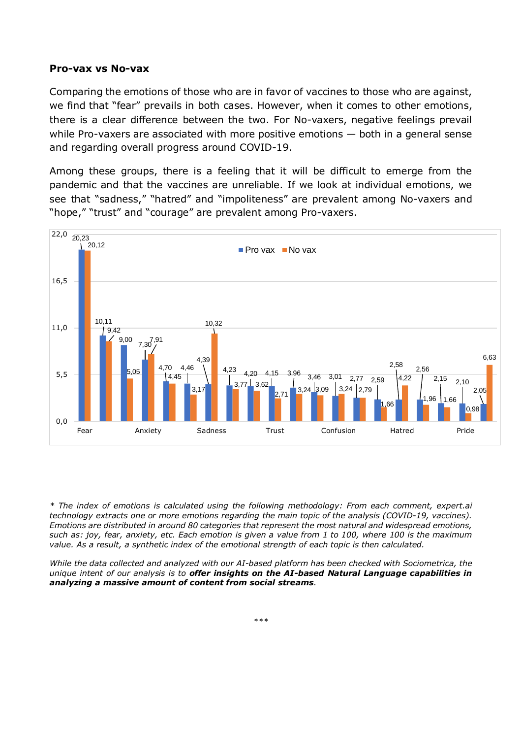**Pro-vax vs No-vax**

Comparing the emotions of those who are in favor of vaccines to those who are against, we find that "fear" prevails in both cases. However, when it comes to other emotions, there is a clear difference between the two. For No-vaxers, negative feelings prevail while Pro-vaxers are associated with more positive emotions — both in a general sense and regarding overall progress around COVID-19.

Among these groups, there is a feeling that it will be difficult to emerge from the pandemic and that the vaccines are unreliable. If we look at individual emotions, we see that "sadness," "hatred" and "impoliteness" are prevalent among No-vaxers and "hope," "trust" and "courage" are prevalent among Pro-vaxers.

| Emotion | Pro vax | No vax |
|---|---|---|
| Fear | 20,23 | 20,12 |
| | 10,11 | 9,42 |
| | 9,00 | 5,05 |
| Anxiety | 7,30 | 7,91 |
| | 4,70 | 4,45 |
| | 4,46 | 3,17 |
| Sadness | 4,39 | 10,32 |
| | 4,23 | 3,77 |
| | 4,20 | 3,62 |
| Trust | 4,15 | 2,71 |
| | 3,96 | 3,24 |
| | 3,46 | 3,09 |
| Confusion | 3,01 | 3,24 |
| | 2,77 | 2,79 |
| | 2,59 | 1,66 |
| Hatred | 2,58 | 4,22 |
| | 2,56 | 1,96 |
| | 2,15 | 1,66 |
| Pride | 2,10 | 0,98 |
| | 2,05 | 6,63 |

*\* The index of emotions is calculated using the following methodology: From each comment, expert.ai technology extracts one or more emotions regarding the main topic of the analysis (COVID-19, vaccines). Emotions are distributed in around 80 categories that represent the most natural and widespread emotions, such as: joy, fear, anxiety, etc. Each emotion is given a value from 1 to 100, where 100 is the maximum value. As a result, a synthetic index of the emotional strength of each topic is then calculated.*

*While the data collected and analyzed with our AI-based platform has been checked with Sociometrica, the unique intent of our analysis is to* ***offer insights on the AI-based Natural Language capabilities in analyzing a massive amount of content from social streams****.*

***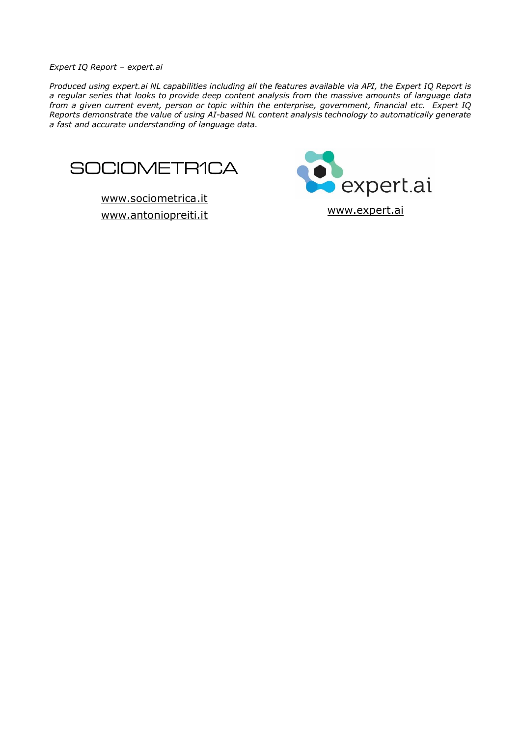*Expert IQ Report – expert.ai*

*Produced using expert.ai NL capabilities including all the features available via API, the Expert IQ Report is a regular series that looks to provide deep content analysis from the massive amounts of language data from a given current event, person or topic within the enterprise, government, financial etc. Expert IQ Reports demonstrate the value of using AI-based NL content analysis technology to automatically generate a fast and accurate understanding of language data.*

SOCIOMETR1CA

www.sociometrica.it
www.antoniopreiti.it

expert.ai

www.expert.ai